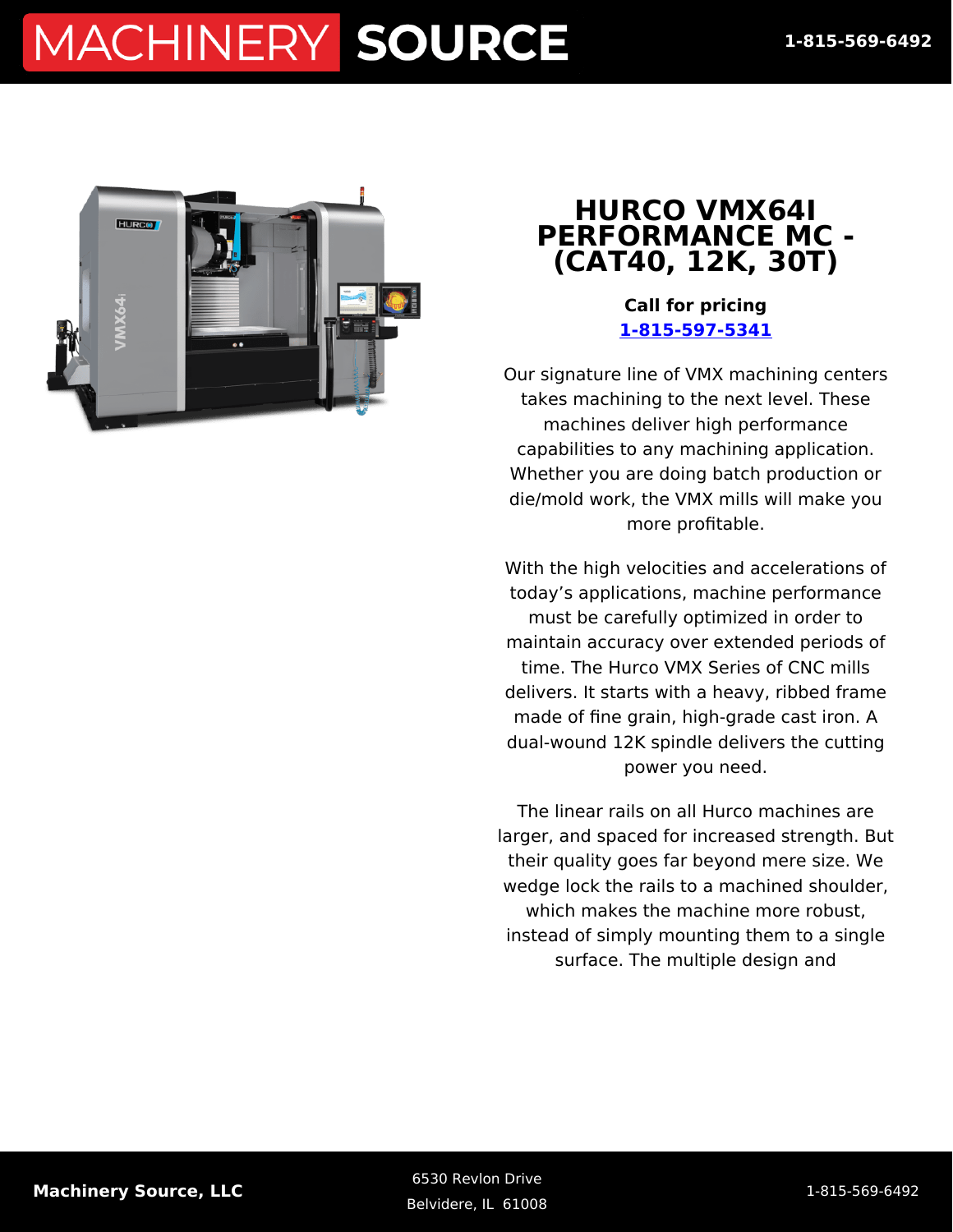# HURCO VMX64I PERFORMANCE MC - (CAT40, 12K, 30T)

**Call for pricing**
**1-815-597-5341**

Our signature line of VMX machining centers takes machining to the next level. These machines deliver high performance capabilities to any machining application. Whether you are doing batch production or die/mold work, the VMX mills will make you more profitable.

With the high velocities and accelerations of today's applications, machine performance must be carefully optimized in order to maintain accuracy over extended periods of time. The Hurco VMX Series of CNC mills delivers. It starts with a heavy, ribbed frame made of fine grain, high-grade cast iron. A dual-wound 12K spindle delivers the cutting power you need.

The linear rails on all Hurco machines are larger, and spaced for increased strength. But their quality goes far beyond mere size. We wedge lock the rails to a machined shoulder, which makes the machine more robust, instead of simply mounting them to a single surface. The multiple design and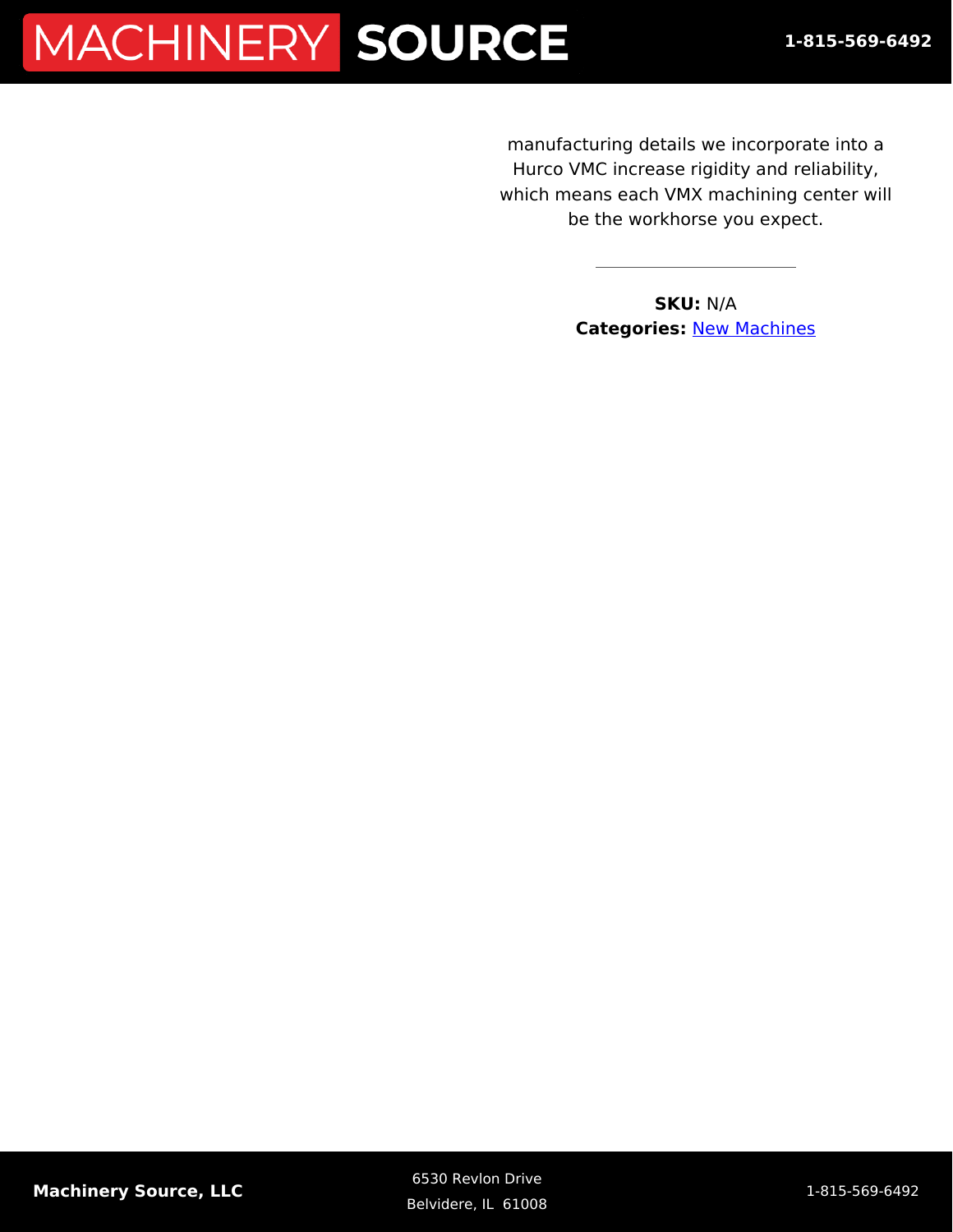manufacturing details we incorporate into a Hurco VMC increase rigidity and reliability, which means each VMX machining center will be the workhorse you expect.

---

**SKU:** N/A
**Categories:** New Machines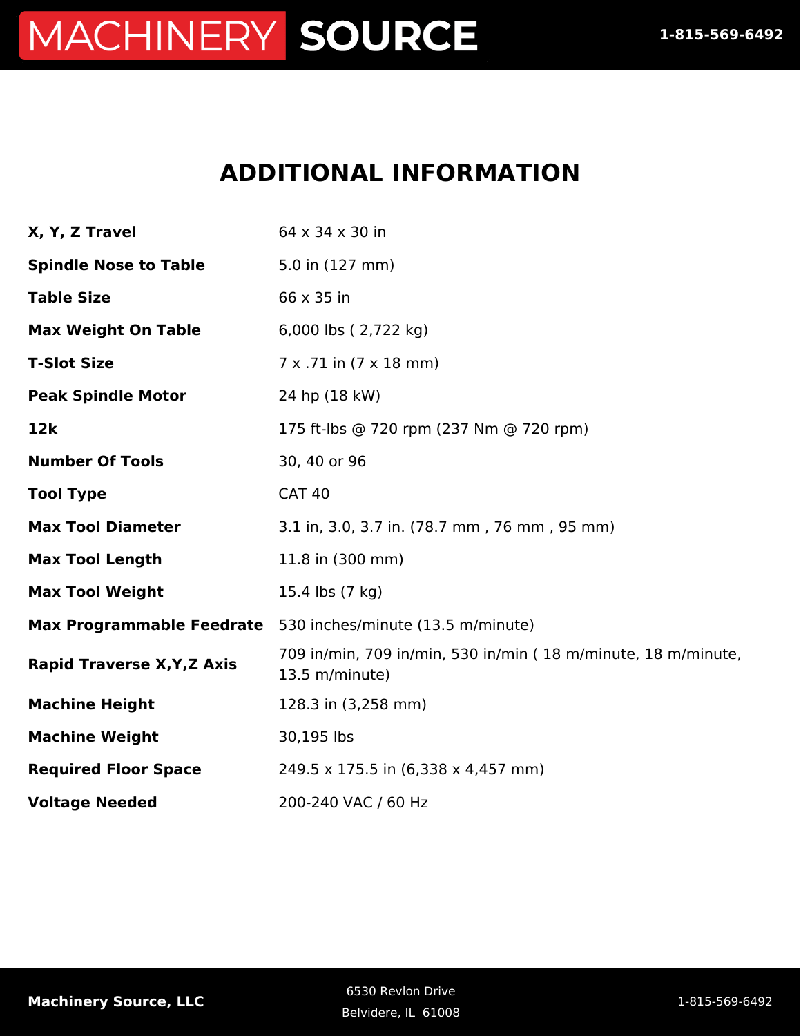# ADDITIONAL INFORMATION

| | |
|---|---|
| **X, Y, Z Travel** | 64 x 34 x 30 in |
| **Spindle Nose to Table** | 5.0 in (127 mm) |
| **Table Size** | 66 x 35 in |
| **Max Weight On Table** | 6,000 lbs ( 2,722 kg) |
| **T-Slot Size** | 7 x .71 in (7 x 18 mm) |
| **Peak Spindle Motor** | 24 hp (18 kW) |
| **12k** | 175 ft-lbs @ 720 rpm (237 Nm @ 720 rpm) |
| **Number Of Tools** | 30, 40 or 96 |
| **Tool Type** | CAT 40 |
| **Max Tool Diameter** | 3.1 in, 3.0, 3.7 in. (78.7 mm , 76 mm , 95 mm) |
| **Max Tool Length** | 11.8 in (300 mm) |
| **Max Tool Weight** | 15.4 lbs (7 kg) |
| **Max Programmable Feedrate** | 530 inches/minute (13.5 m/minute) |
| **Rapid Traverse X,Y,Z Axis** | 709 in/min, 709 in/min, 530 in/min ( 18 m/minute, 18 m/minute, 13.5 m/minute) |
| **Machine Height** | 128.3 in (3,258 mm) |
| **Machine Weight** | 30,195 lbs |
| **Required Floor Space** | 249.5 x 175.5 in (6,338 x 4,457 mm) |
| **Voltage Needed** | 200-240 VAC / 60 Hz |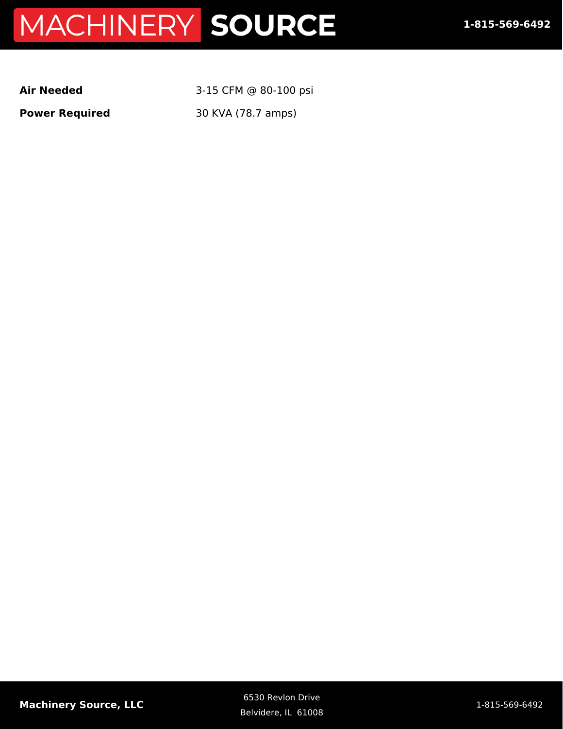| | |
|---|---|
| **Air Needed** | 3-15 CFM @ 80-100 psi |
| **Power Required** | 30 KVA (78.7 amps) |